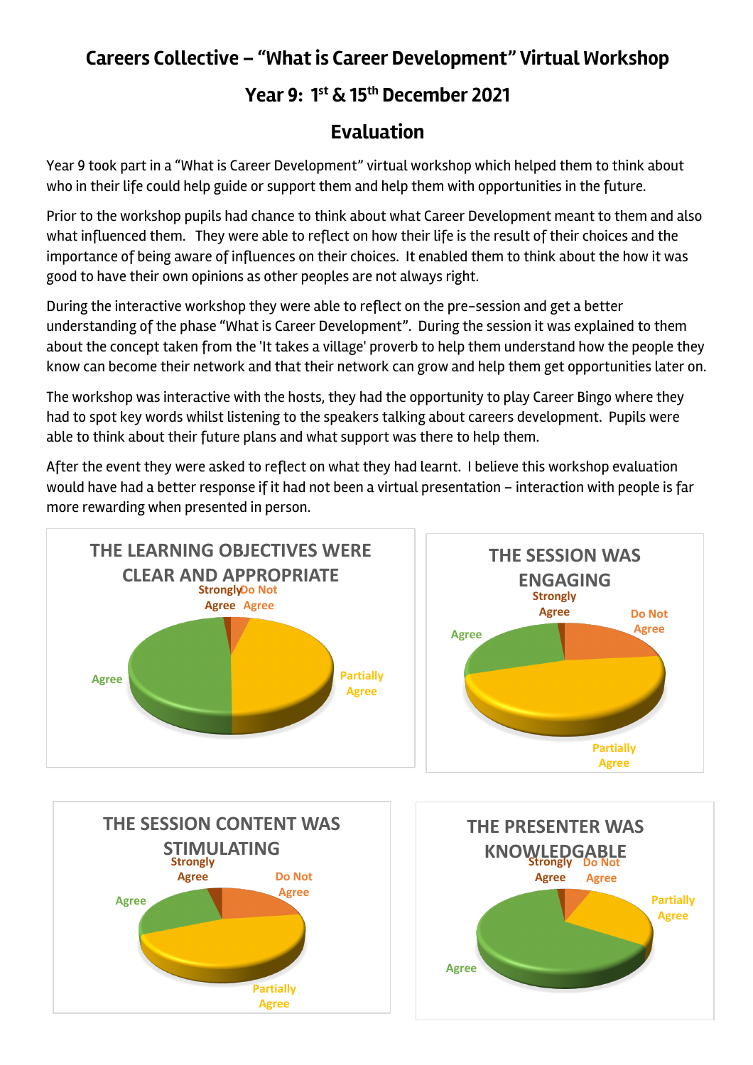# Careers Collective – "What is Career Development" Virtual Workshop

## Year 9: 1st & 15th December 2021

## Evaluation

Year 9 took part in a "What is Career Development" virtual workshop which helped them to think about who in their life could help guide or support them and help them with opportunities in the future.

Prior to the workshop pupils had chance to think about what Career Development meant to them and also what influenced them. They were able to reflect on how their life is the result of their choices and the importance of being aware of influences on their choices. It enabled them to think about the how it was good to have their own opinions as other peoples are not always right.

During the interactive workshop they were able to reflect on the pre-session and get a better understanding of the phase "What is Career Development". During the session it was explained to them about the concept taken from the 'It takes a village' proverb to help them understand how the people they know can become their network and that their network can grow and help them get opportunities later on.

The workshop was interactive with the hosts, they had the opportunity to play Career Bingo where they had to spot key words whilst listening to the speakers talking about careers development. Pupils were able to think about their future plans and what support was there to help them.

After the event they were asked to reflect on what they had learnt. I believe this workshop evaluation would have had a better response if it had not been a virtual presentation – interaction with people is far more rewarding when presented in person.

**THE LEARNING OBJECTIVES WERE CLEAR AND APPROPRIATE**

Strongly Agree, Do Not Agree, Partially Agree, Agree

**THE SESSION WAS ENGAGING**

Strongly Agree, Do Not Agree, Partially Agree, Agree

**THE SESSION CONTENT WAS STIMULATING**

Strongly Agree, Do Not Agree, Partially Agree, Agree

**THE PRESENTER WAS KNOWLEDGABLE**

Strongly Agree, Do Not Agree, Partially Agree, Agree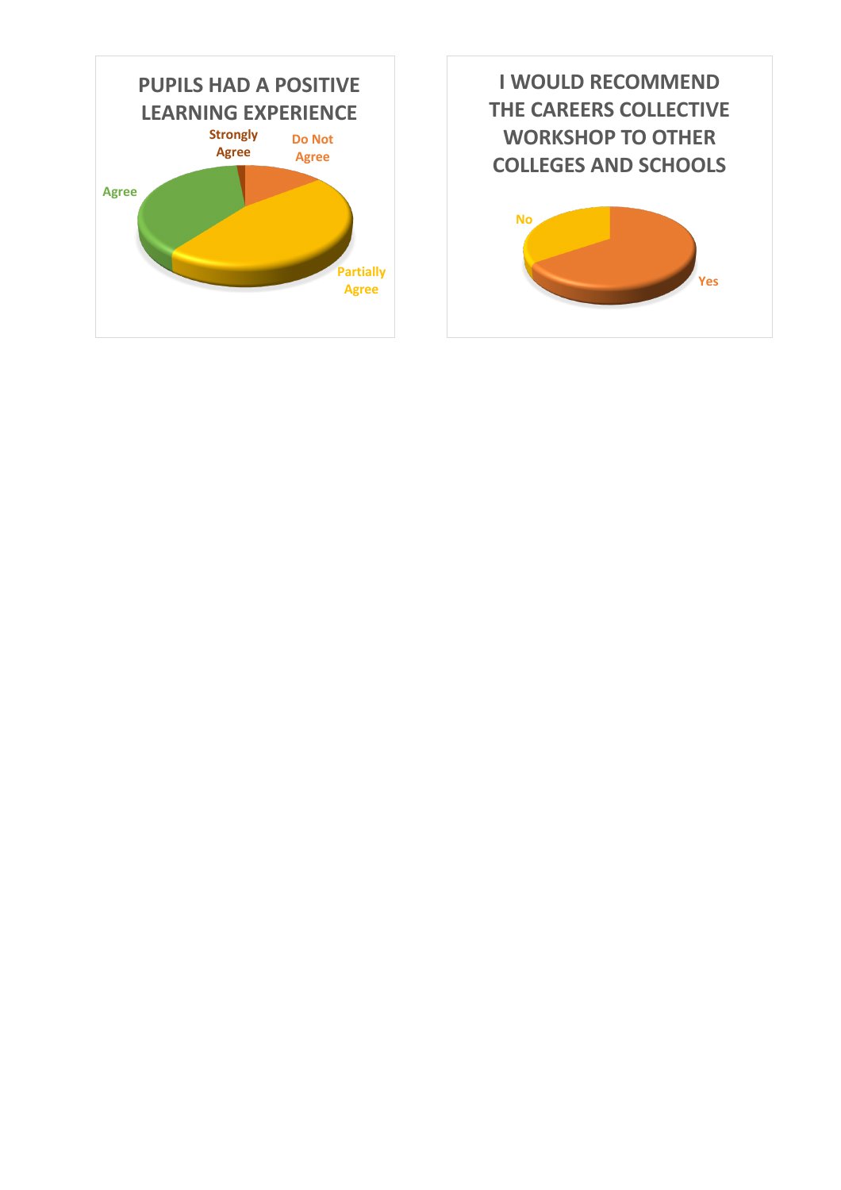PUPILS HAD A POSITIVE LEARNING EXPERIENCE

Strongly Agree

Do Not Agree

Agree

Partially Agree

I WOULD RECOMMEND THE CAREERS COLLECTIVE WORKSHOP TO OTHER COLLEGES AND SCHOOLS

No

Yes